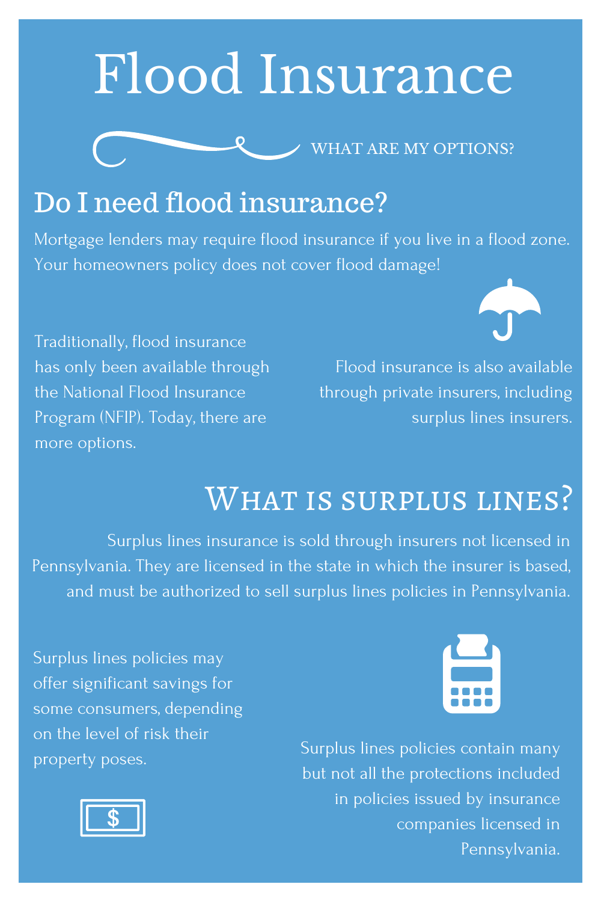# Flood Insurance

WHAT ARE MY OPTIONS?

## Do I need flood insurance?

Mortgage lenders may require flood insurance if you live in a flood zone. Your homeowners policy does not cover flood damage!

Traditionally, flood insurance has only been available through the National Flood Insurance Program (NFIP). Today, there are more options.

Flood insurance is also available through private insurers, including surplus lines insurers.

## What is surplus lines?

Surplus lines insurance is sold through insurers not licensed in Pennsylvania. They are licensed in the state in which the insurer is based, and must be authorized to sell surplus lines policies in Pennsylvania.

Surplus lines policies may offer significant savings for some consumers, depending on the level of risk their property poses.

Surplus lines policies contain many but not all the protections included in policies issued by insurance companies licensed in Pennsylvania.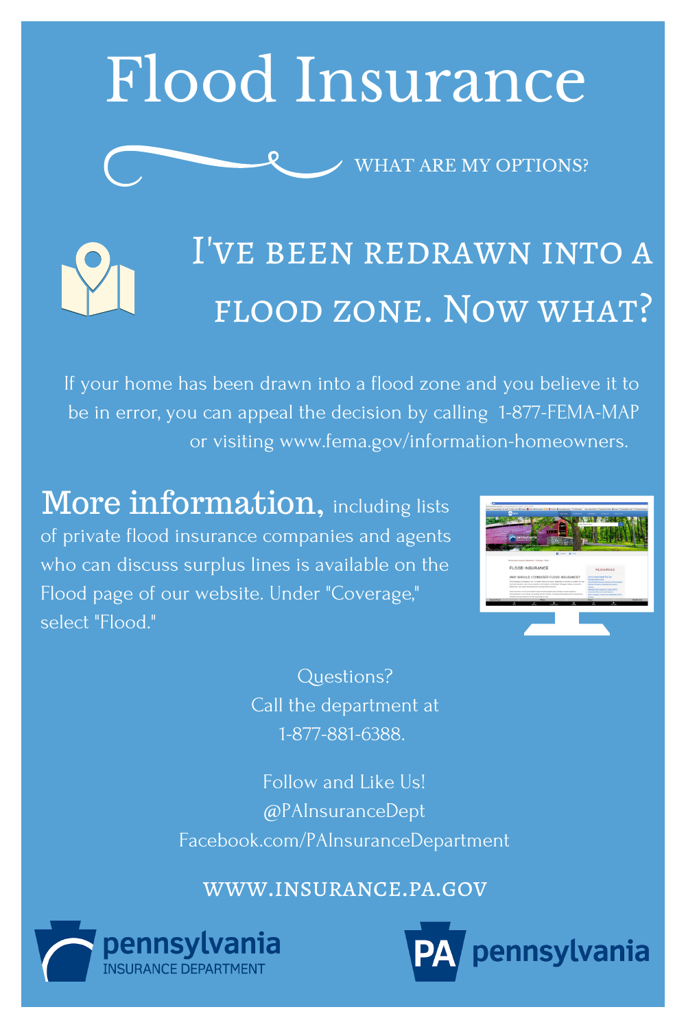# Flood Insurance

WHAT ARE MY OPTIONS?

## I've been redrawn into a flood zone. Now what?

If your home has been drawn into a flood zone and you believe it to be in error, you can appeal the decision by calling 1-877-FEMA-MAP or visiting www.fema.gov/information-homeowners.

**More information,** including lists of private flood insurance companies and agents who can discuss surplus lines is available on the Flood page of our website. Under "Coverage," select "Flood."

Questions?
Call the department at
1-877-881-6388.

Follow and Like Us!
@PAInsuranceDept
Facebook.com/PAInsuranceDepartment

WWW.INSURANCE.PA.GOV

pennsylvania INSURANCE DEPARTMENT

PA pennsylvania